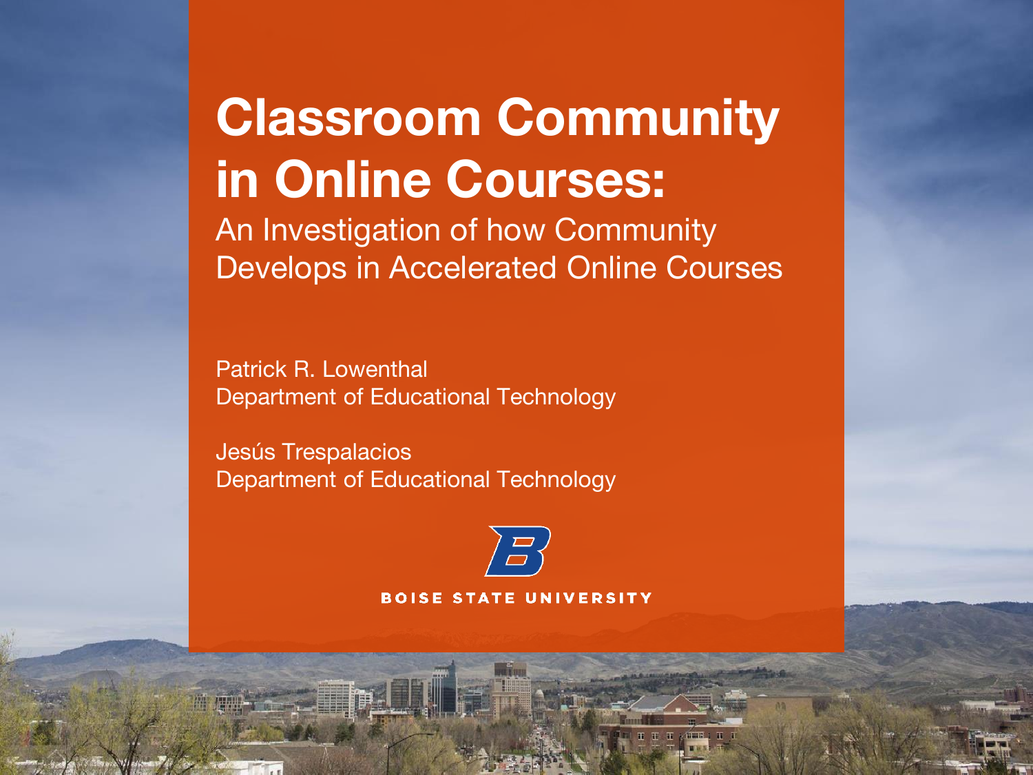# Classroom Community in Online Courses:

An Investigation of how Community Develops in Accelerated Online Courses

Patrick R. Lowenthal
Department of Educational Technology

Jesús Trespalacios
Department of Educational Technology

BOISE STATE UNIVERSITY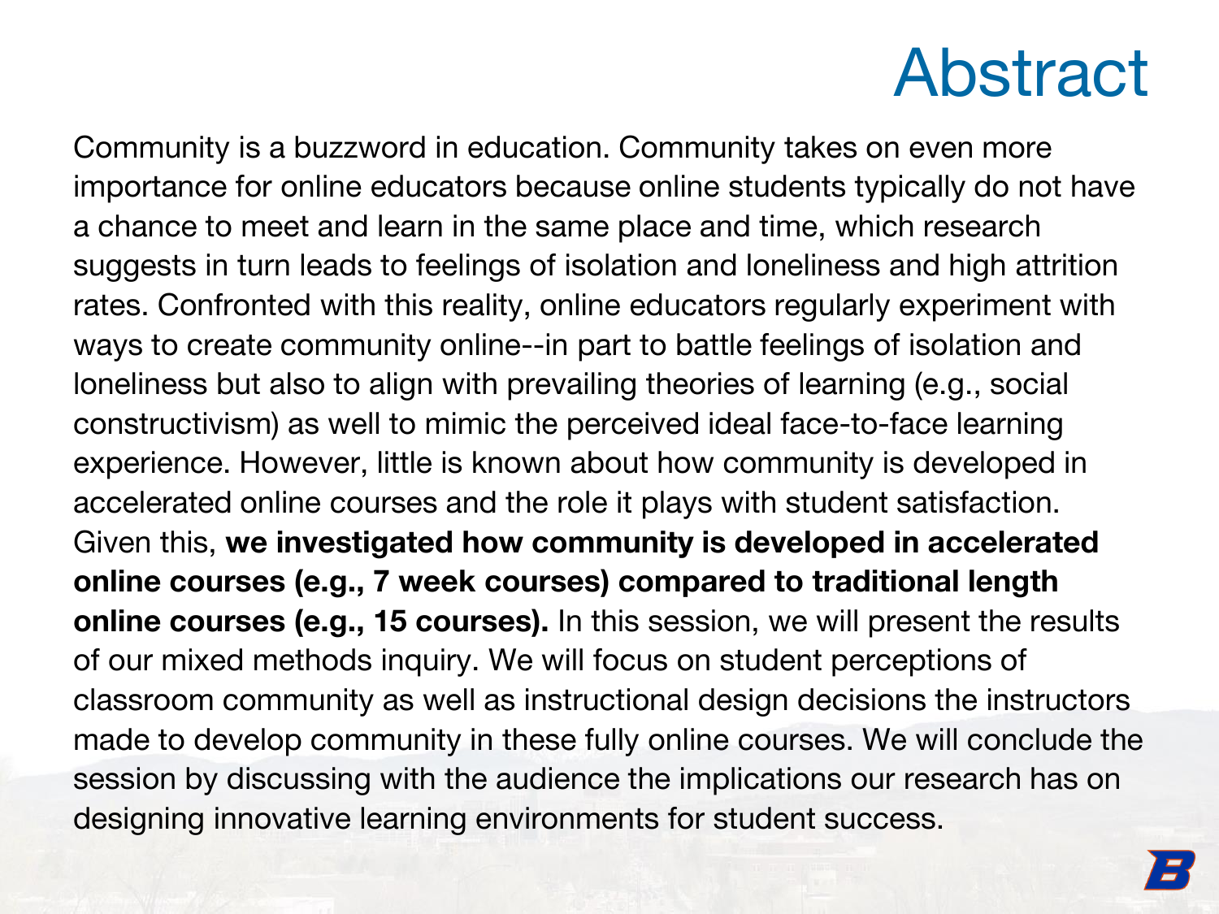# Abstract

Community is a buzzword in education. Community takes on even more importance for online educators because online students typically do not have a chance to meet and learn in the same place and time, which research suggests in turn leads to feelings of isolation and loneliness and high attrition rates. Confronted with this reality, online educators regularly experiment with ways to create community online--in part to battle feelings of isolation and loneliness but also to align with prevailing theories of learning (e.g., social constructivism) as well to mimic the perceived ideal face-to-face learning experience. However, little is known about how community is developed in accelerated online courses and the role it plays with student satisfaction. Given this, **we investigated how community is developed in accelerated online courses (e.g., 7 week courses) compared to traditional length online courses (e.g., 15 courses).** In this session, we will present the results of our mixed methods inquiry. We will focus on student perceptions of classroom community as well as instructional design decisions the instructors made to develop community in these fully online courses. We will conclude the session by discussing with the audience the implications our research has on designing innovative learning environments for student success.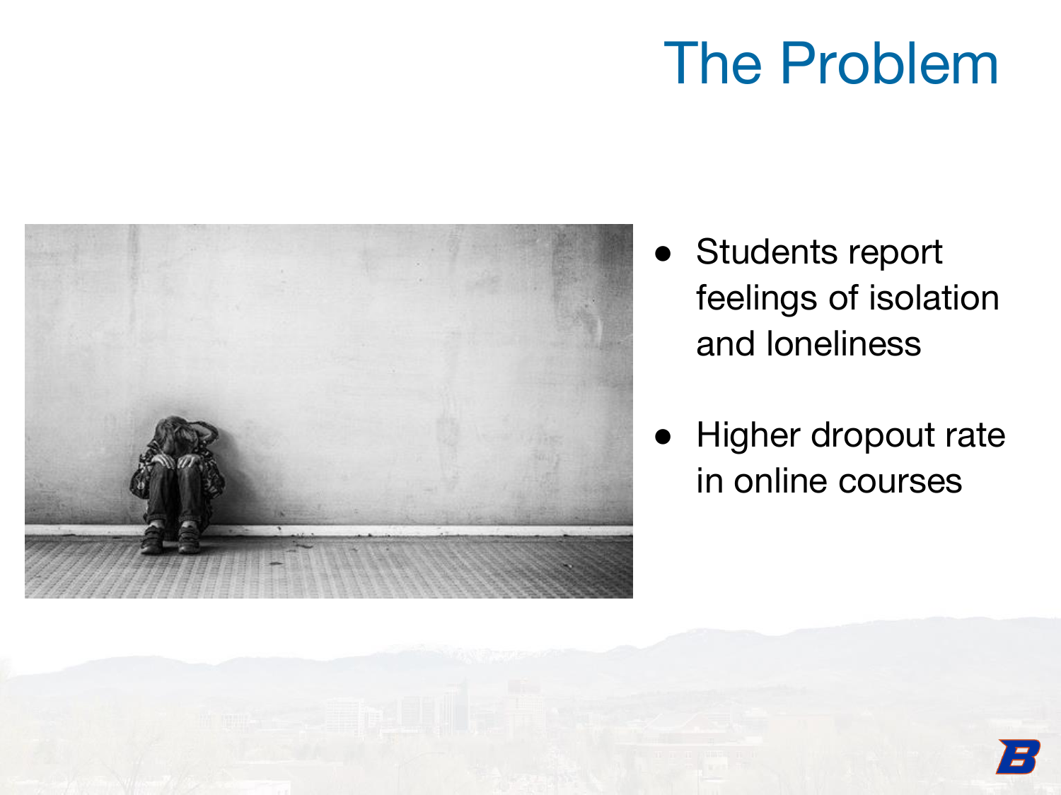# The Problem

- Students report feelings of isolation and loneliness
- Higher dropout rate in online courses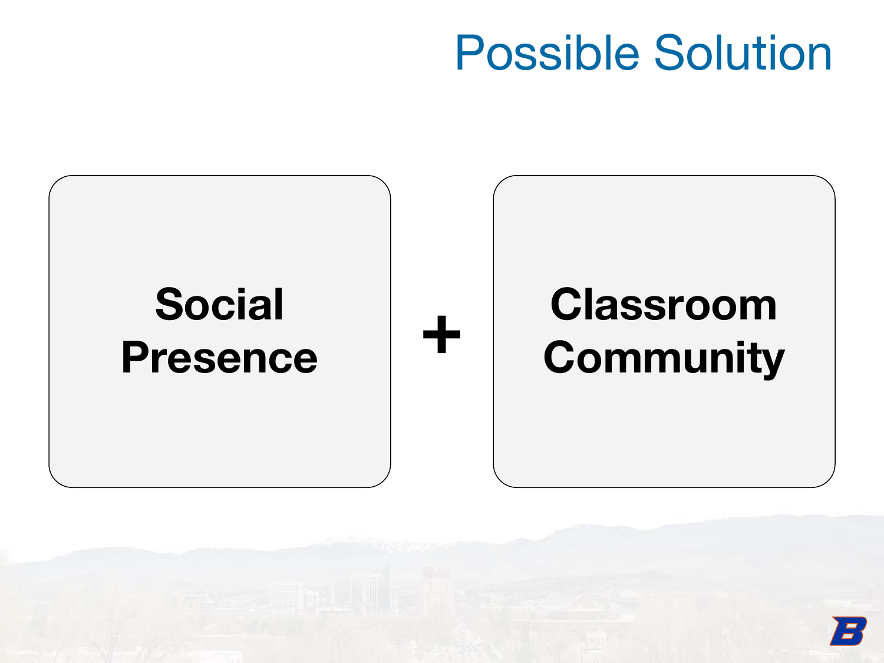# Possible Solution

**Social Presence** + **Classroom Community**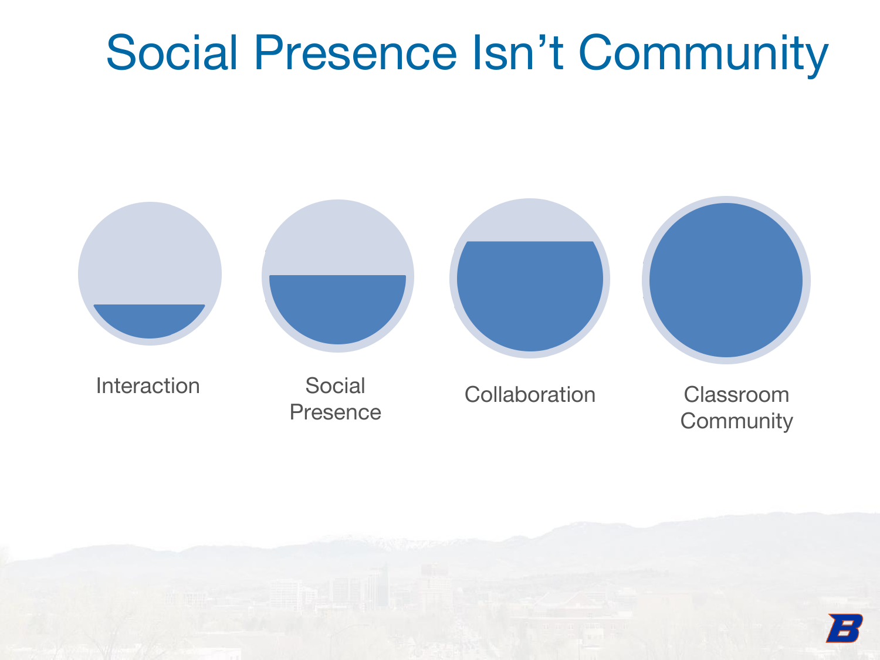# Social Presence Isn’t Community

Interaction

Social Presence

Collaboration

Classroom Community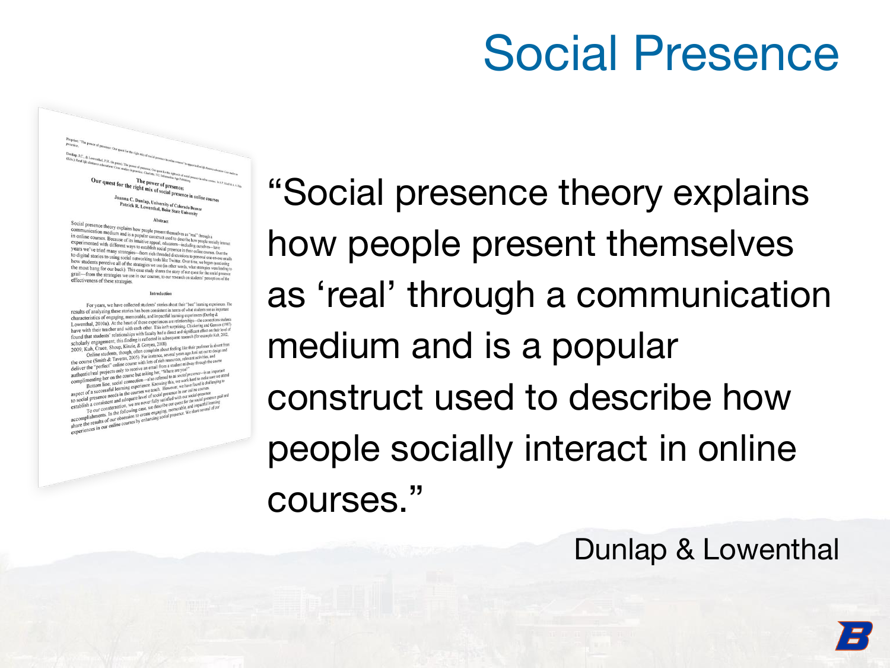# Social Presence

"Social presence theory explains how people present themselves as 'real' through a communication medium and is a popular construct used to describe how people socially interact in online courses."

Dunlap & Lowenthal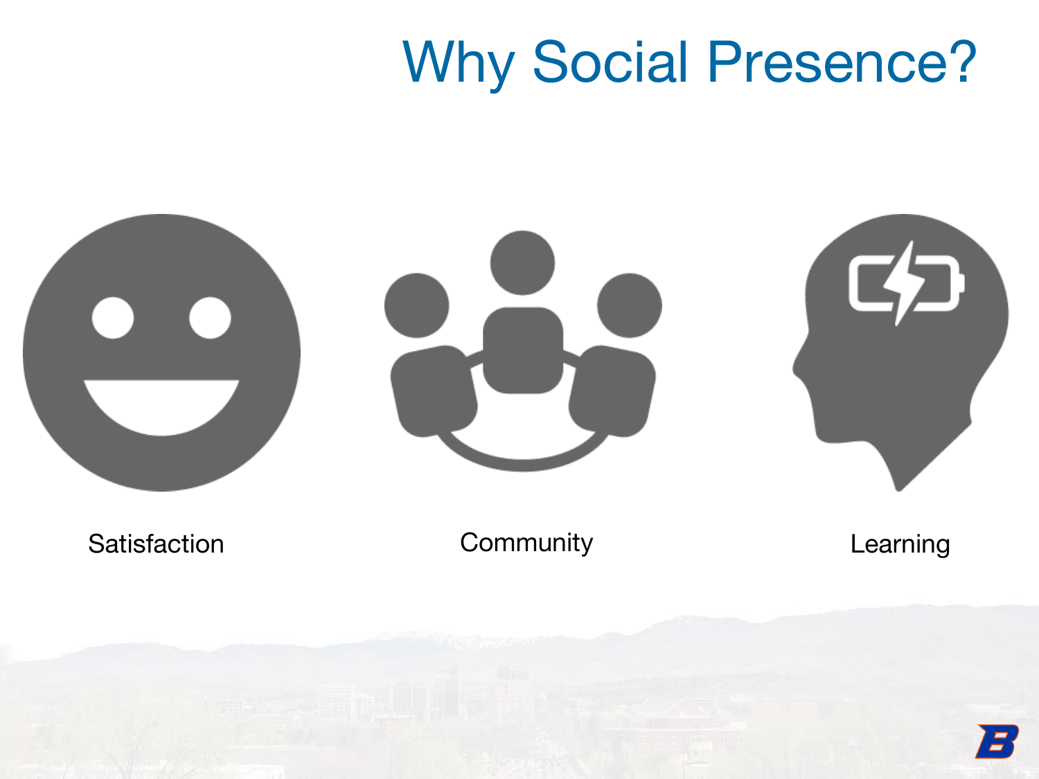# Why Social Presence?

Satisfaction

Community

Learning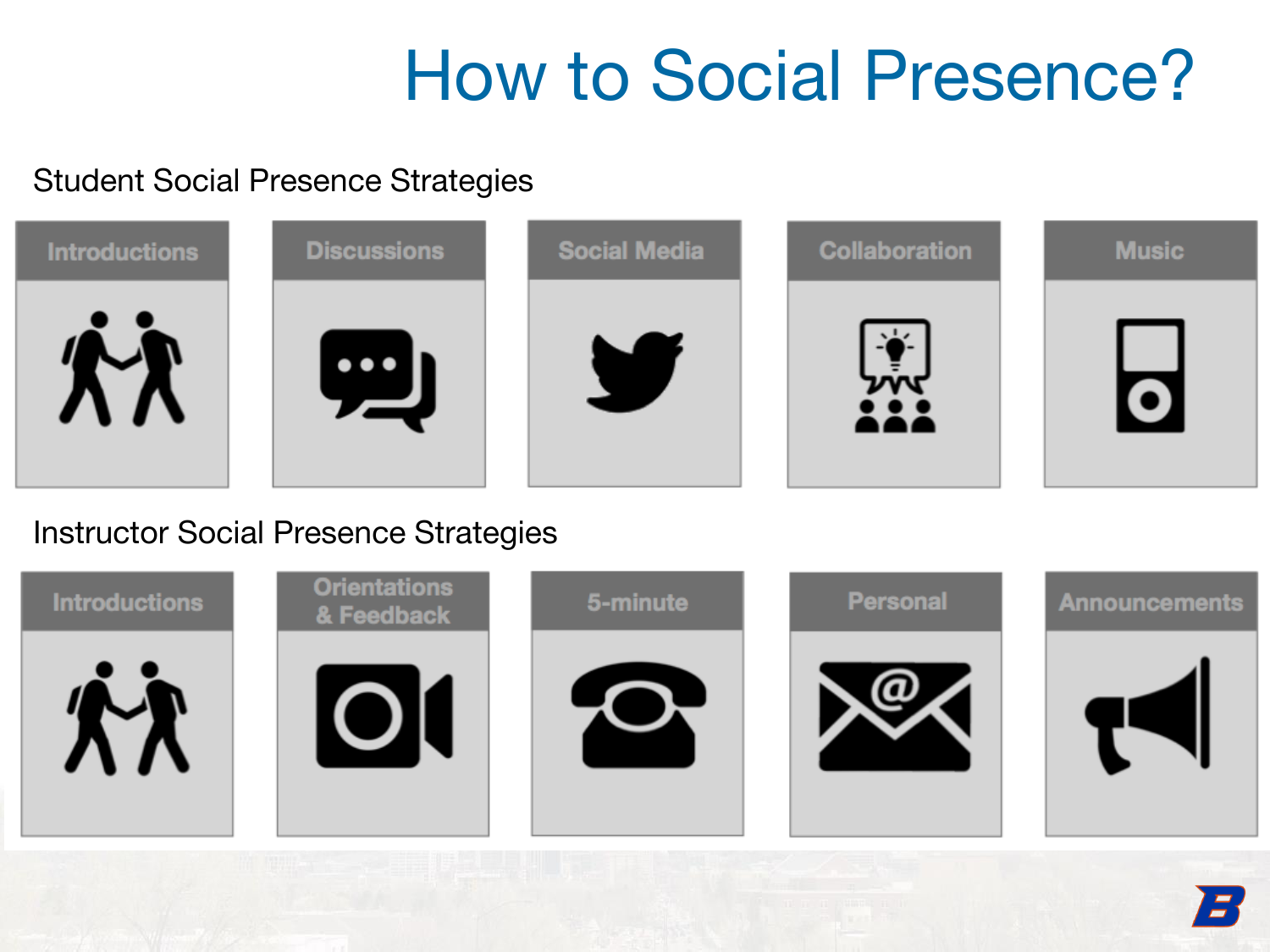# How to Social Presence?

## Student Social Presence Strategies

- Introductions
- Discussions
- Social Media
- Collaboration
- Music

## Instructor Social Presence Strategies

- Introductions
- Orientations & Feedback
- 5-minute
- Personal
- Announcements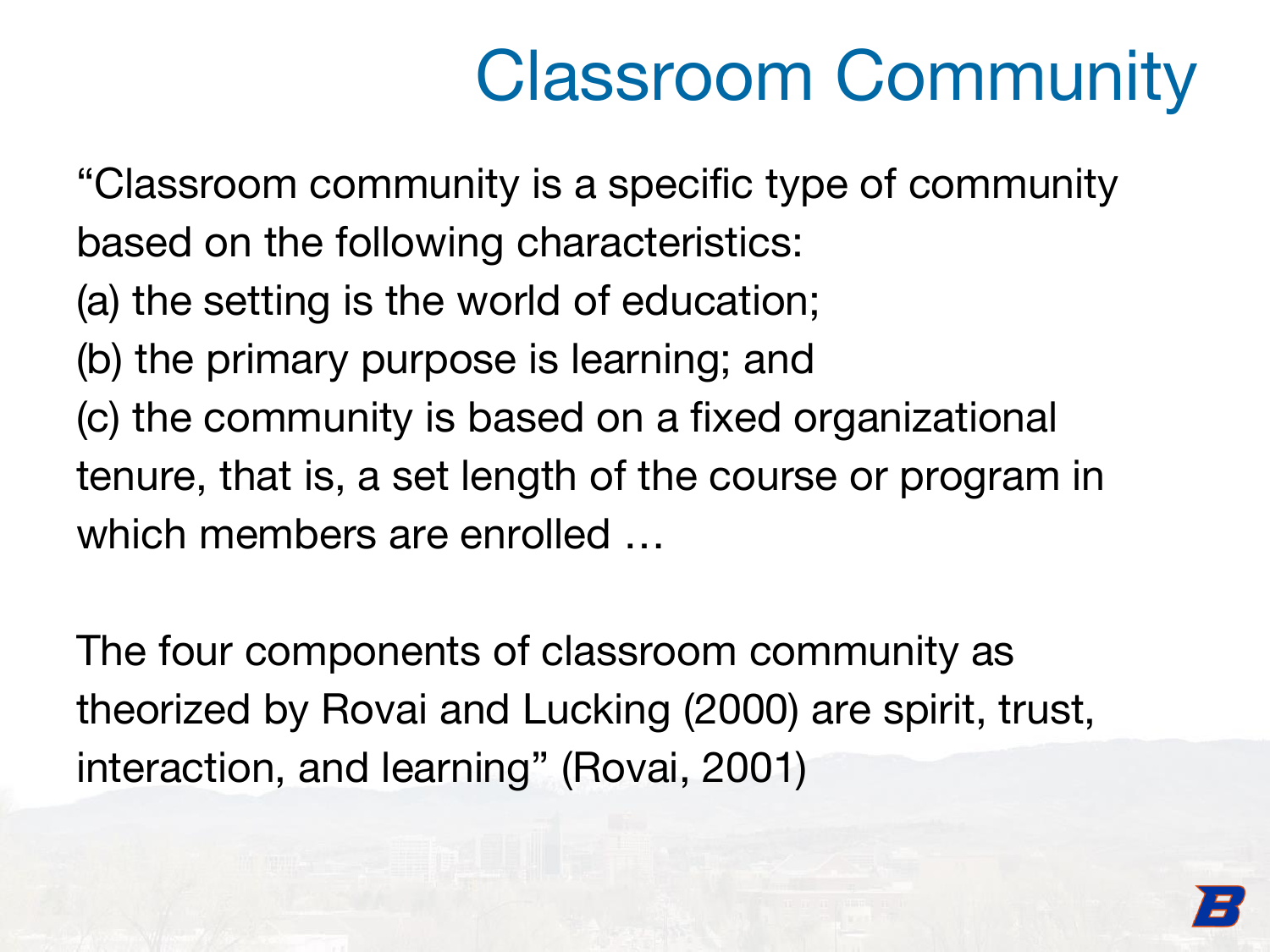# Classroom Community

"Classroom community is a specific type of community based on the following characteristics:
(a) the setting is the world of education;
(b) the primary purpose is learning; and
(c) the community is based on a fixed organizational tenure, that is, a set length of the course or program in which members are enrolled …

The four components of classroom community as theorized by Rovai and Lucking (2000) are spirit, trust, interaction, and learning" (Rovai, 2001)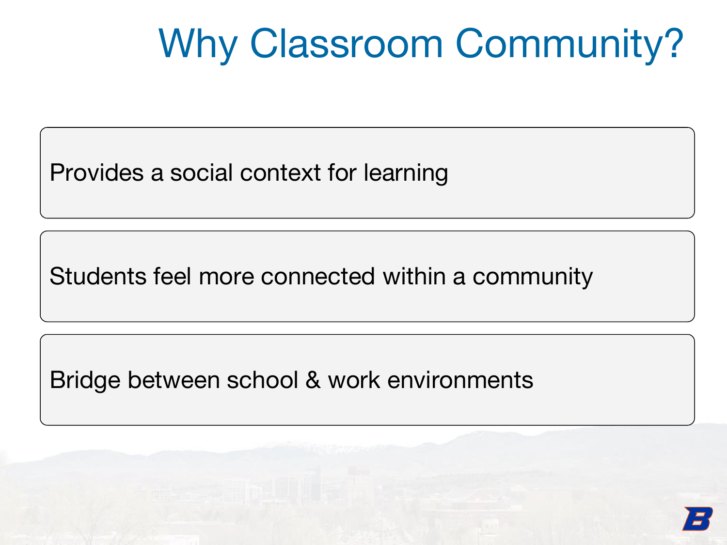# Why Classroom Community?

- Provides a social context for learning
- Students feel more connected within a community
- Bridge between school & work environments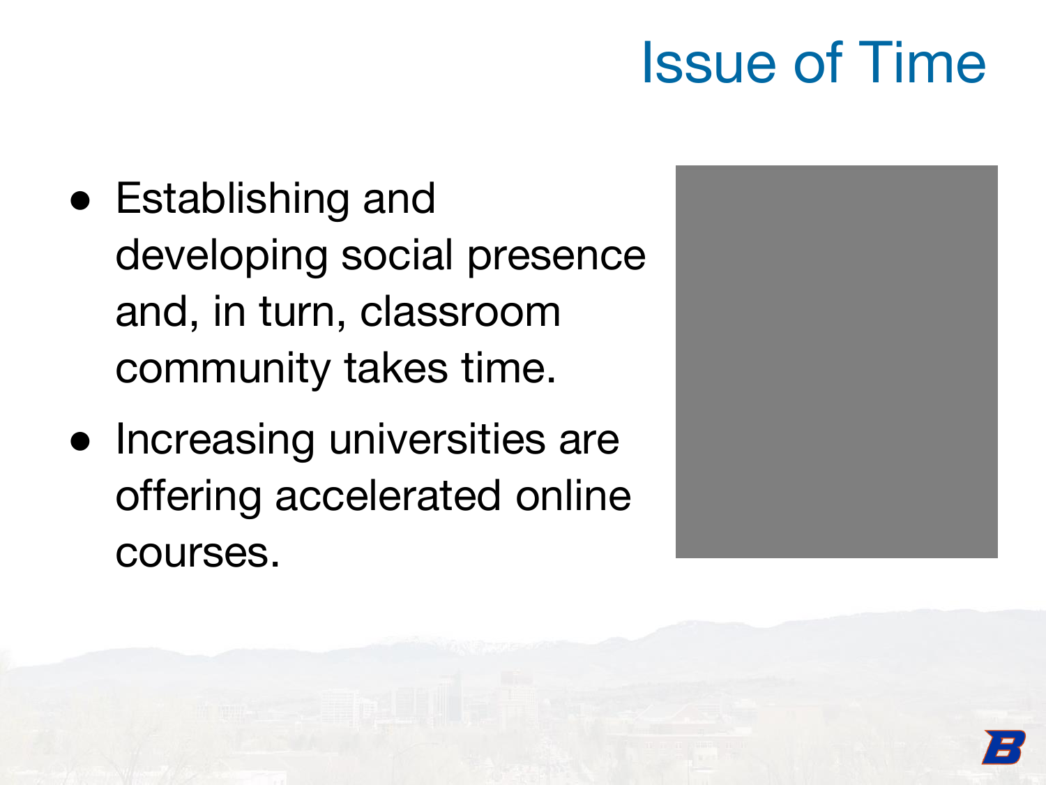# Issue of Time

- Establishing and developing social presence and, in turn, classroom community takes time.
- Increasing universities are offering accelerated online courses.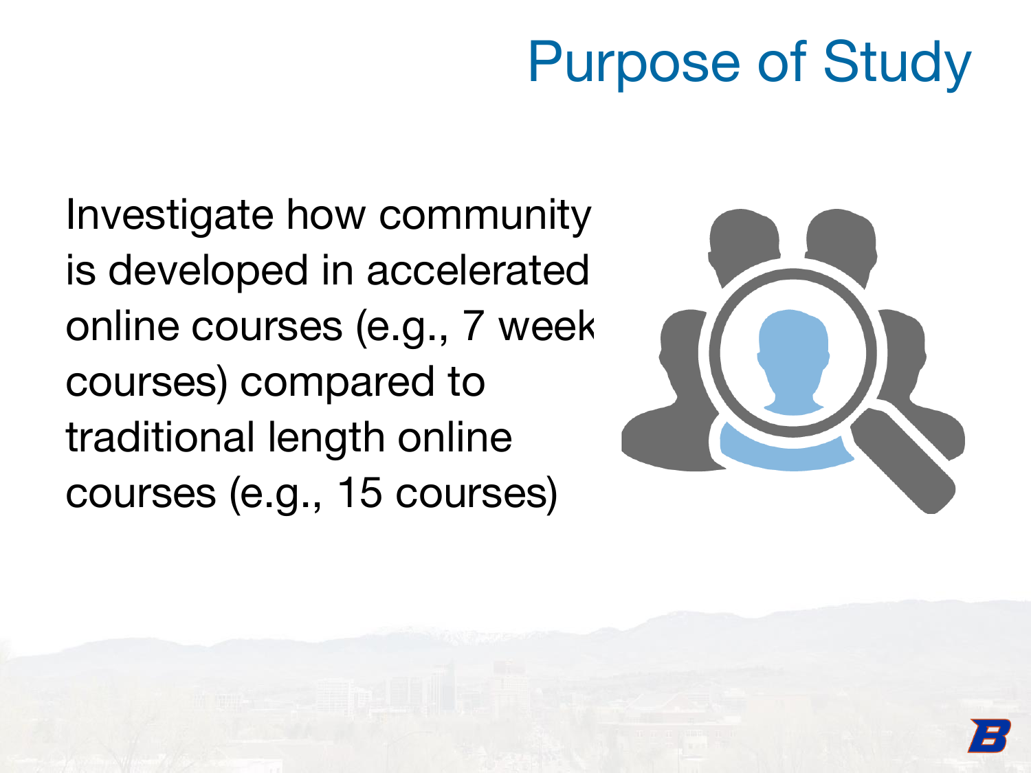# Purpose of Study

Investigate how community is developed in accelerated online courses (e.g., 7 week courses) compared to traditional length online courses (e.g., 15 courses)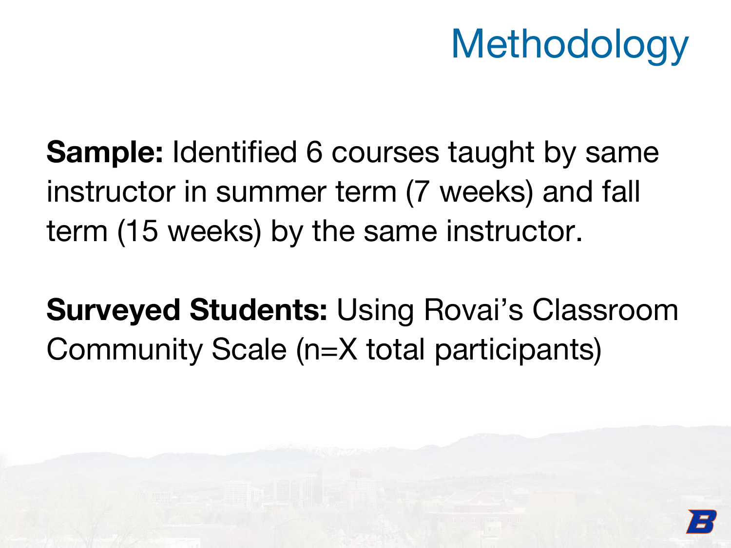# Methodology

**Sample:** Identified 6 courses taught by same instructor in summer term (7 weeks) and fall term (15 weeks) by the same instructor.

**Surveyed Students:** Using Rovai's Classroom Community Scale (n=X total participants)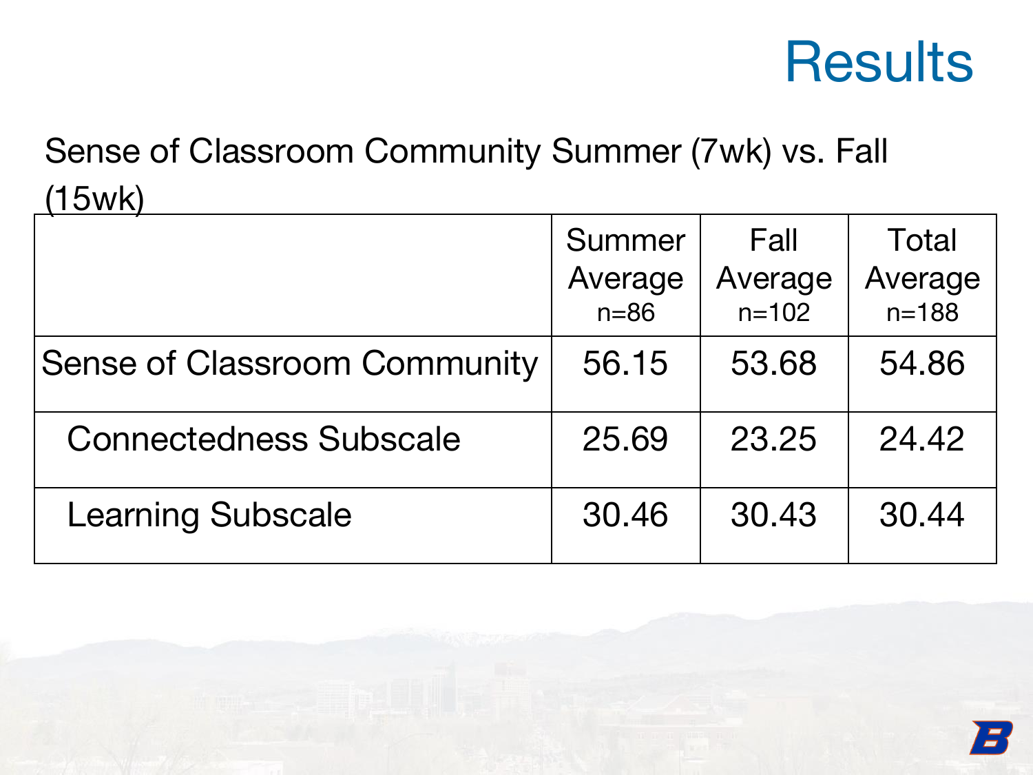# Results

Sense of Classroom Community Summer (7wk) vs. Fall (15wk)

| | Summer Average n=86 | Fall Average n=102 | Total Average n=188 |
|---|---|---|---|
| Sense of Classroom Community | 56.15 | 53.68 | 54.86 |
| Connectedness Subscale | 25.69 | 23.25 | 24.42 |
| Learning Subscale | 30.46 | 30.43 | 30.44 |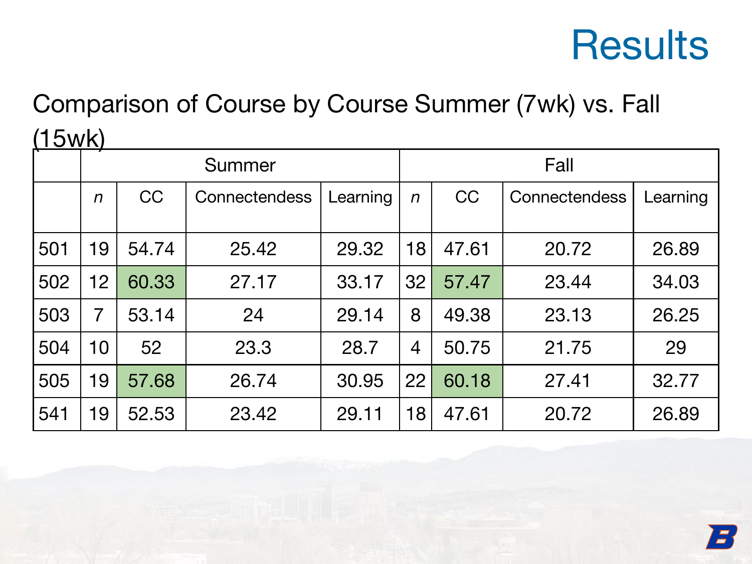# Results

Comparison of Course by Course Summer (7wk) vs. Fall (15wk)

| | Summer | | | | Fall | | | |
|---|---|---|---|---|---|---|---|---|
| | *n* | CC | Connectendess | Learning | *n* | CC | Connectendess | Learning |
| 501 | 19 | 54.74 | 25.42 | 29.32 | 18 | 47.61 | 20.72 | 26.89 |
| 502 | 12 | 60.33 | 27.17 | 33.17 | 32 | 57.47 | 23.44 | 34.03 |
| 503 | 7 | 53.14 | 24 | 29.14 | 8 | 49.38 | 23.13 | 26.25 |
| 504 | 10 | 52 | 23.3 | 28.7 | 4 | 50.75 | 21.75 | 29 |
| 505 | 19 | 57.68 | 26.74 | 30.95 | 22 | 60.18 | 27.41 | 32.77 |
| 541 | 19 | 52.53 | 23.42 | 29.11 | 18 | 47.61 | 20.72 | 26.89 |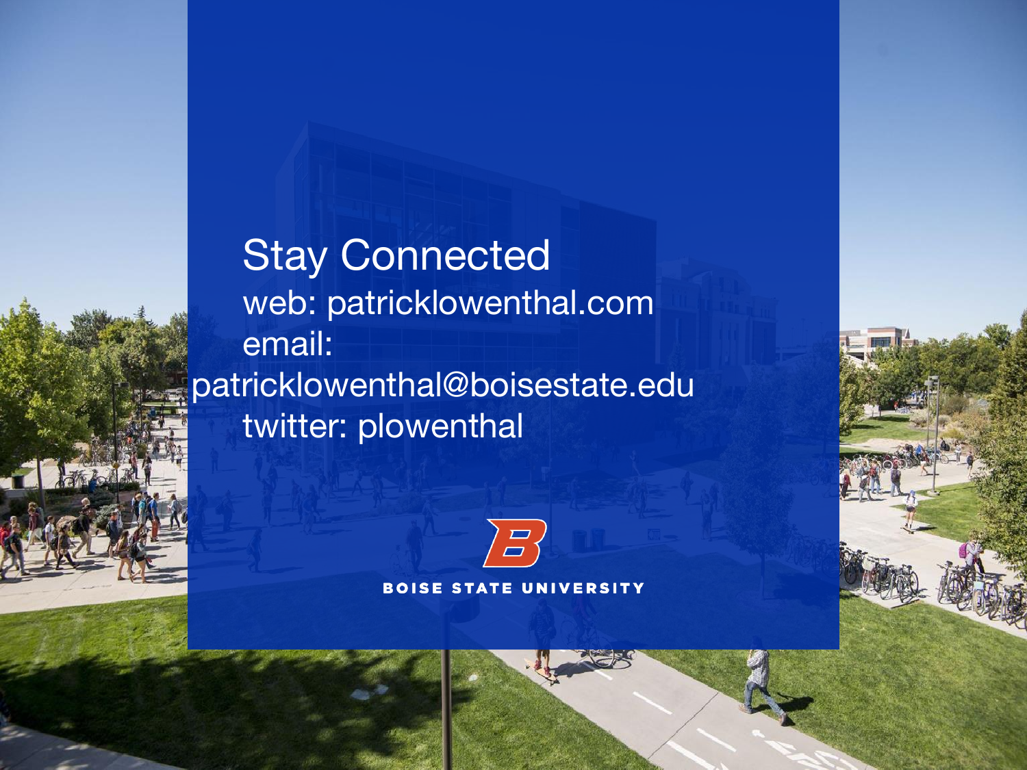# Stay Connected

web: patricklowenthal.com
email: patricklowenthal@boisestate.edu
twitter: plowenthal

BOISE STATE UNIVERSITY